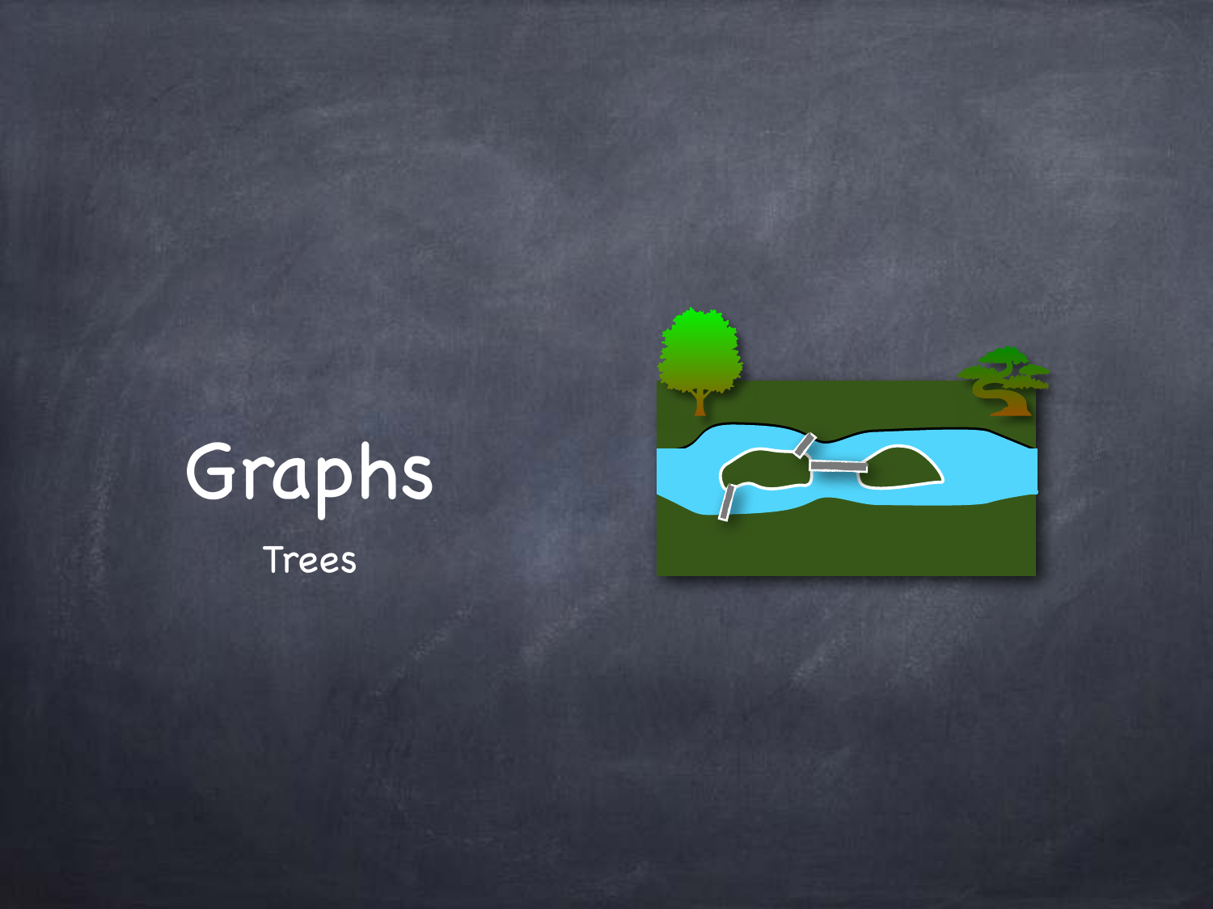# Graphs

Trees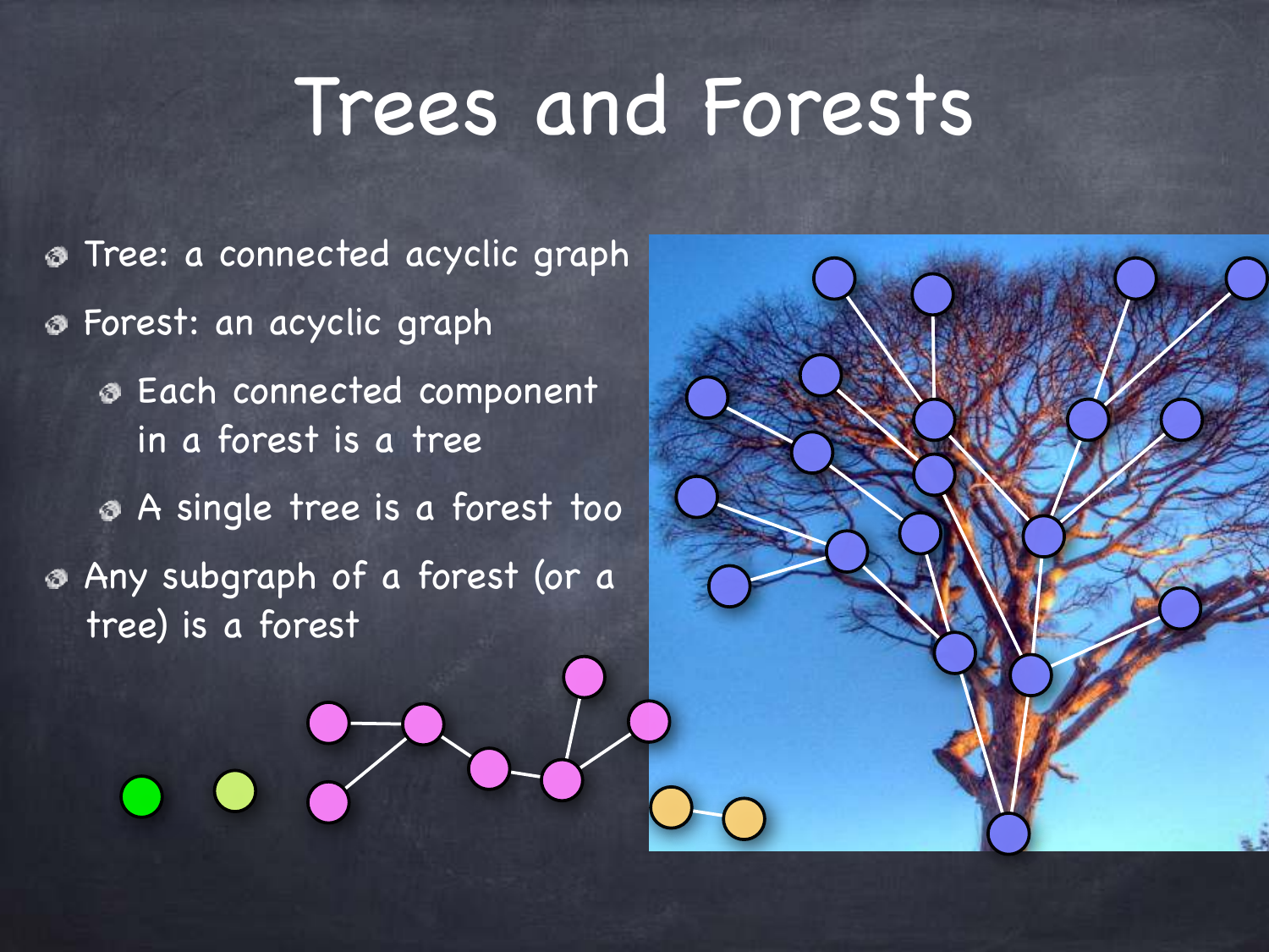# Trees and Forests

- Tree: a connected acyclic graph
- Forest: an acyclic graph
  - Each connected component in a forest is a tree
  - A single tree is a forest too
- Any subgraph of a forest (or a tree) is a forest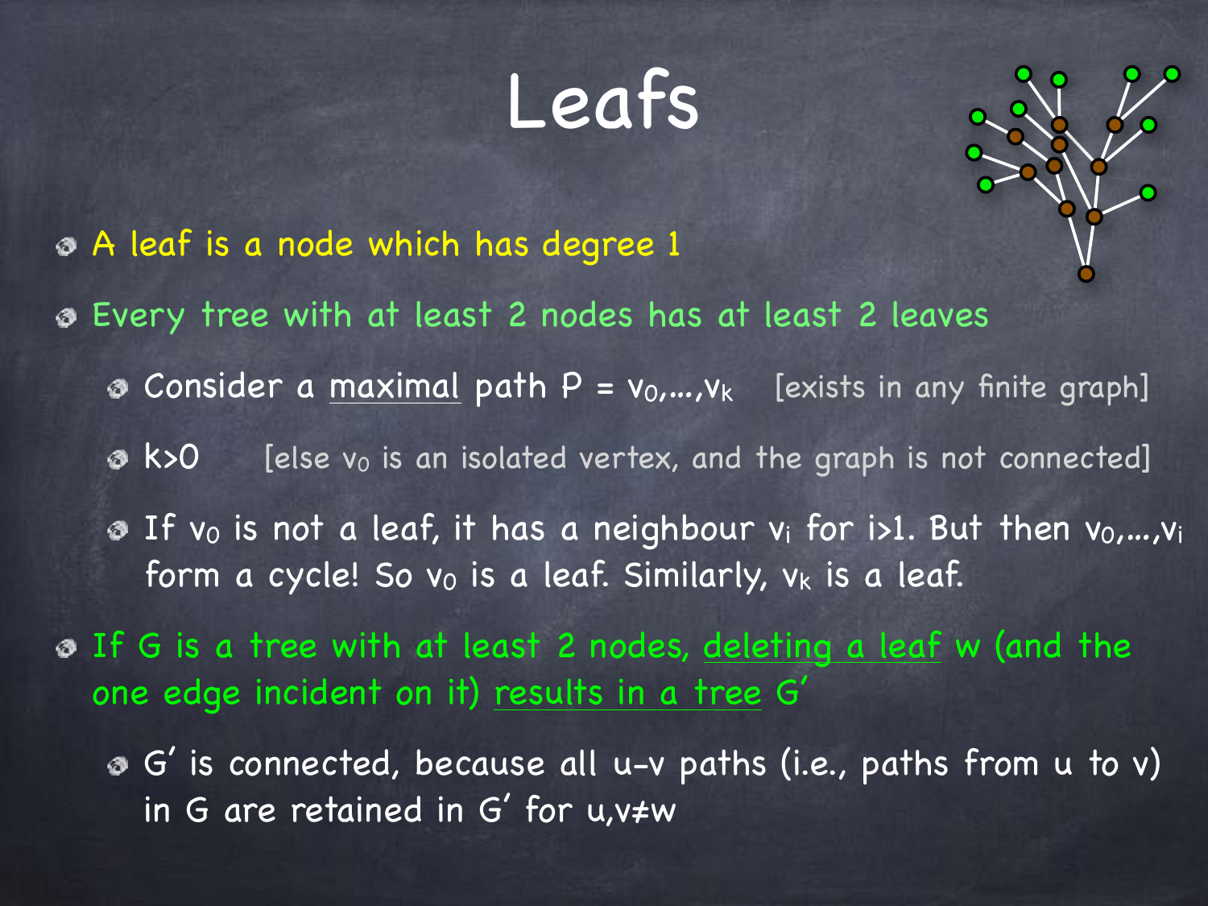# Leafs

- A leaf is a node which has degree 1
- Every tree with at least 2 nodes has at least 2 leaves
  - Consider a maximal path $P = v_0,\ldots,v_k$ [exists in any finite graph]
  - $k>0$ [else $v_0$ is an isolated vertex, and the graph is not connected]
  - If $v_0$ is not a leaf, it has a neighbour $v_i$ for $i>1$. But then $v_0,\ldots,v_i$ form a cycle! So $v_0$ is a leaf. Similarly, $v_k$ is a leaf.
- If G is a tree with at least 2 nodes, deleting a leaf w (and the one edge incident on it) results in a tree G'
  - G' is connected, because all u-v paths (i.e., paths from u to v) in G are retained in G' for $u,v \neq w$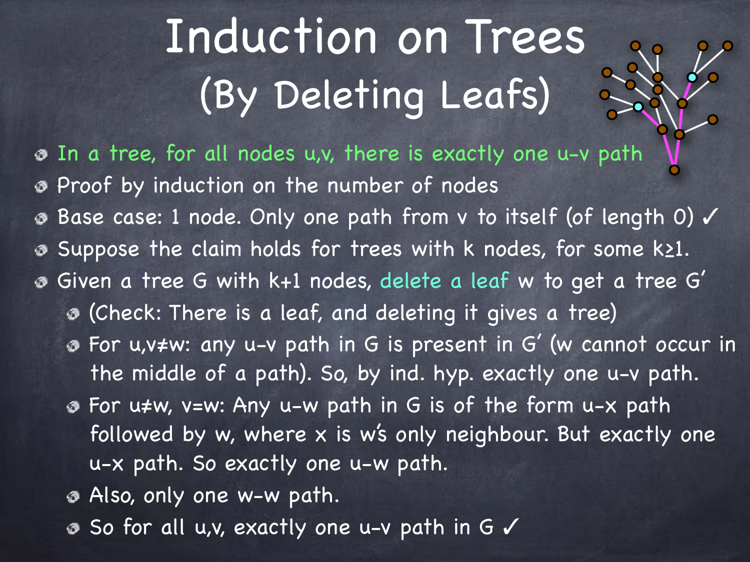# Induction on Trees (By Deleting Leafs)

- In a tree, for all nodes u,v, there is exactly one u-v path
- Proof by induction on the number of nodes
- Base case: 1 node. Only one path from v to itself (of length 0) ✓
- Suppose the claim holds for trees with k nodes, for some $k \geq 1$.
- Given a tree G with k+1 nodes, delete a leaf w to get a tree G'
  - (Check: There is a leaf, and deleting it gives a tree)
  - For $u,v \neq w$: any u-v path in G is present in G' (w cannot occur in the middle of a path). So, by ind. hyp. exactly one u-v path.
  - For $u \neq w$, $v = w$: Any u-w path in G is of the form u-x path followed by w, where x is w's only neighbour. But exactly one u-x path. So exactly one u-w path.
  - Also, only one w-w path.
  - So for all u,v, exactly one u-v path in G ✓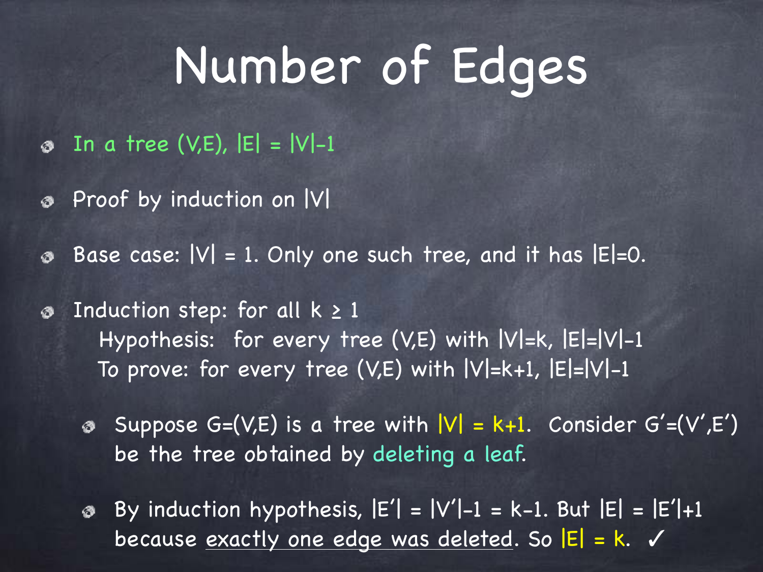# Number of Edges

- In a tree $(V,E)$, $|E| = |V|-1$
- Proof by induction on $|V|$
- Base case: $|V| = 1$. Only one such tree, and it has $|E|=0$.
- Induction step: for all $k \geq 1$
  Hypothesis: for every tree $(V,E)$ with $|V|=k$, $|E|=|V|-1$
  To prove: for every tree $(V,E)$ with $|V|=k+1$, $|E|=|V|-1$
  - Suppose $G=(V,E)$ is a tree with $|V| = k+1$. Consider $G'=(V',E')$ be the tree obtained by deleting a leaf.
  - By induction hypothesis, $|E'| = |V'|-1 = k-1$. But $|E| = |E'|+1$ because exactly one edge was deleted. So $|E| = k$. ✓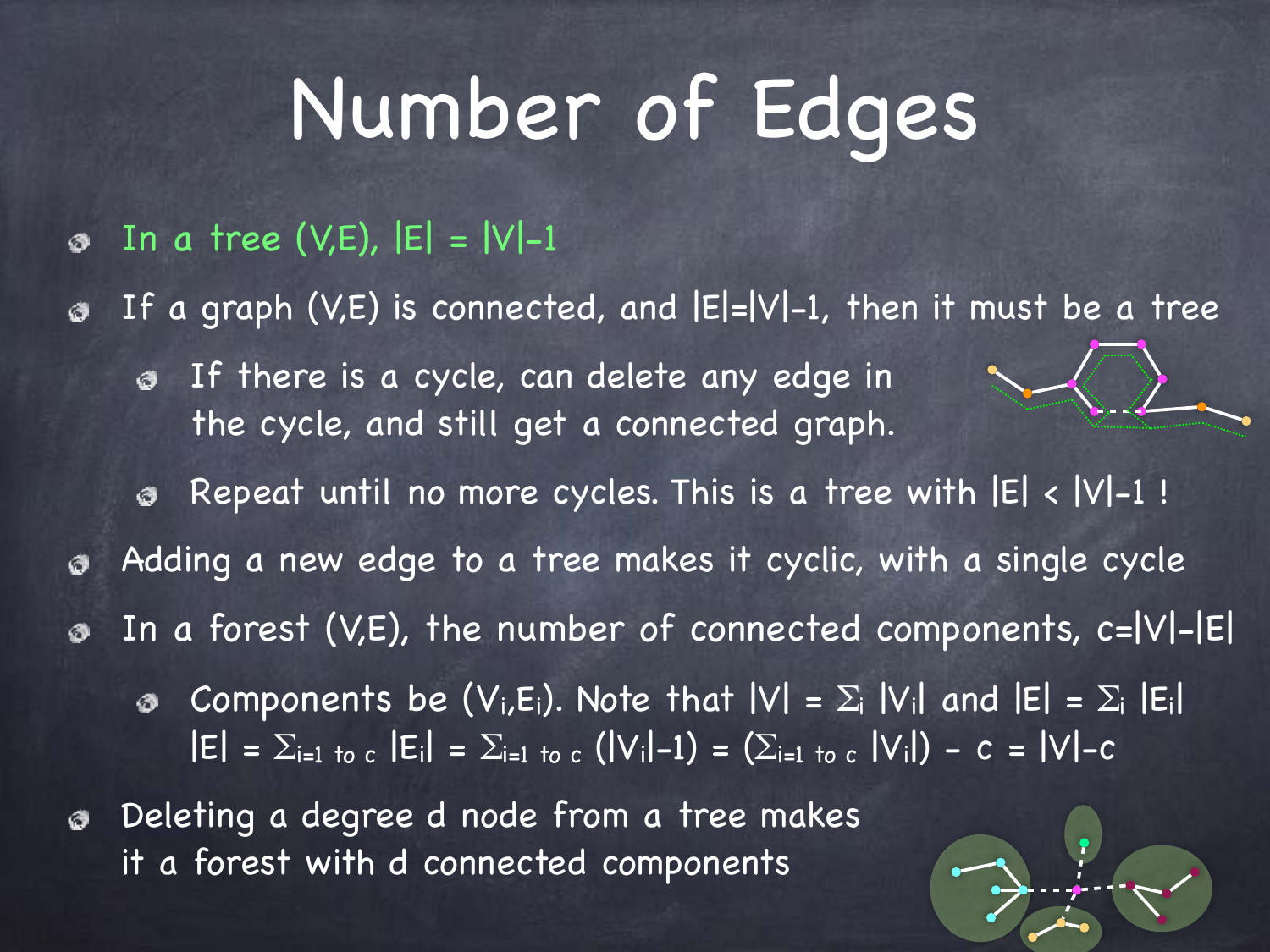# Number of Edges

- In a tree (V,E), $|E| = |V|-1$
- If a graph (V,E) is connected, and $|E|=|V|-1$, then it must be a tree
  - If there is a cycle, can delete any edge in the cycle, and still get a connected graph.
  - Repeat until no more cycles. This is a tree with $|E| < |V|-1$ !
- Adding a new edge to a tree makes it cyclic, with a single cycle
- In a forest (V,E), the number of connected components, $c=|V|-|E|$
  - Components be $(V_i,E_i)$. Note that $|V| = \Sigma_i |V_i|$ and $|E| = \Sigma_i |E_i|$
    $|E| = \Sigma_{i=1 \text{ to } c} |E_i| = \Sigma_{i=1 \text{ to } c} (|V_i|-1) = (\Sigma_{i=1 \text{ to } c} |V_i|) - c = |V|-c$
- Deleting a degree d node from a tree makes it a forest with d connected components